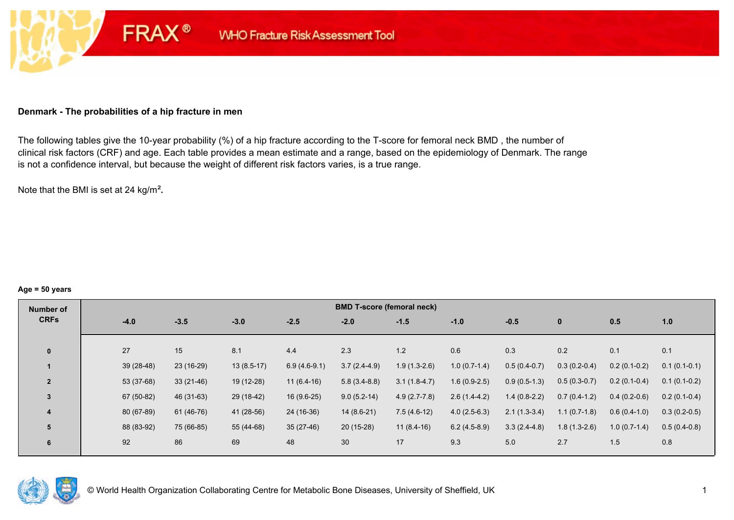FRAX® WHO Fracture Risk Assessment Tool

**Denmark - The probabilities of a hip fracture in men**

The following tables give the 10-year probability (%) of a hip fracture according to the T-score for femoral neck BMD , the number of clinical risk factors (CRF) and age. Each table provides a mean estimate and a range, based on the epidemiology of Denmark. The range is not a confidence interval, but because the weight of different risk factors varies, is a true range.

Note that the BMI is set at 24 kg/m².

**Age = 50 years**

| Number of CRFs | BMD T-score (femoral neck) | | | | | | | | | | |
|---|---|---|---|---|---|---|---|---|---|---|---|
| | -4.0 | -3.5 | -3.0 | -2.5 | -2.0 | -1.5 | -1.0 | -0.5 | 0 | 0.5 | 1.0 |
| 0 | 27 | 15 | 8.1 | 4.4 | 2.3 | 1.2 | 0.6 | 0.3 | 0.2 | 0.1 | 0.1 |
| 1 | 39 (28-48) | 23 (16-29) | 13 (8.5-17) | 6.9 (4.6-9.1) | 3.7 (2.4-4.9) | 1.9 (1.3-2.6) | 1.0 (0.7-1.4) | 0.5 (0.4-0.7) | 0.3 (0.2-0.4) | 0.2 (0.1-0.2) | 0.1 (0.1-0.1) |
| 2 | 53 (37-68) | 33 (21-46) | 19 (12-28) | 11 (6.4-16) | 5.8 (3.4-8.8) | 3.1 (1.8-4.7) | 1.6 (0.9-2.5) | 0.9 (0.5-1.3) | 0.5 (0.3-0.7) | 0.2 (0.1-0.4) | 0.1 (0.1-0.2) |
| 3 | 67 (50-82) | 46 (31-63) | 29 (18-42) | 16 (9.6-25) | 9.0 (5.2-14) | 4.9 (2.7-7.8) | 2.6 (1.4-4.2) | 1.4 (0.8-2.2) | 0.7 (0.4-1.2) | 0.4 (0.2-0.6) | 0.2 (0.1-0.4) |
| 4 | 80 (67-89) | 61 (46-76) | 41 (28-56) | 24 (16-36) | 14 (8.6-21) | 7.5 (4.6-12) | 4.0 (2.5-6.3) | 2.1 (1.3-3.4) | 1.1 (0.7-1.8) | 0.6 (0.4-1.0) | 0.3 (0.2-0.5) |
| 5 | 88 (83-92) | 75 (66-85) | 55 (44-68) | 35 (27-46) | 20 (15-28) | 11 (8.4-16) | 6.2 (4.5-8.9) | 3.3 (2.4-4.8) | 1.8 (1.3-2.6) | 1.0 (0.7-1.4) | 0.5 (0.4-0.8) |
| 6 | 92 | 86 | 69 | 48 | 30 | 17 | 9.3 | 5.0 | 2.7 | 1.5 | 0.8 |

© World Health Organization Collaborating Centre for Metabolic Bone Diseases, University of Sheffield, UK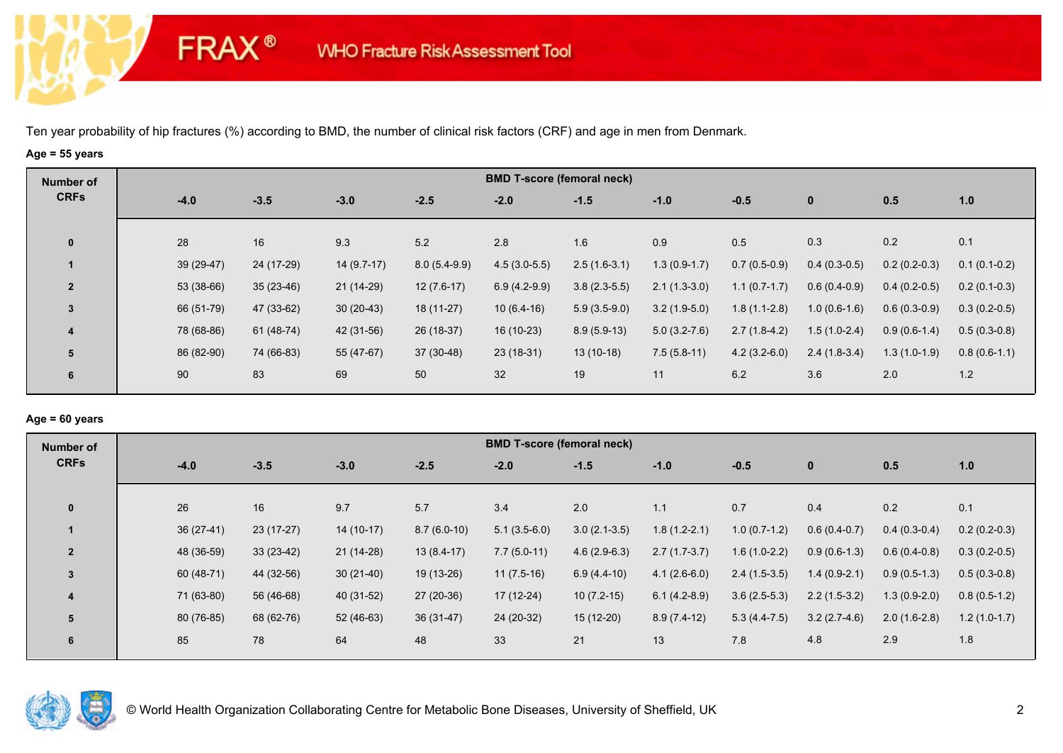Ten year probability of hip fractures (%) according to BMD, the number of clinical risk factors (CRF) and age in men from Denmark.

**Age = 55 years**

| Number of CRFs | BMD T-score (femoral neck) | | | | | | | | | | |
|---|---|---|---|---|---|---|---|---|---|---|---|
| | -4.0 | -3.5 | -3.0 | -2.5 | -2.0 | -1.5 | -1.0 | -0.5 | 0 | 0.5 | 1.0 |
| 0 | 28 | 16 | 9.3 | 5.2 | 2.8 | 1.6 | 0.9 | 0.5 | 0.3 | 0.2 | 0.1 |
| 1 | 39 (29-47) | 24 (17-29) | 14 (9.7-17) | 8.0 (5.4-9.9) | 4.5 (3.0-5.5) | 2.5 (1.6-3.1) | 1.3 (0.9-1.7) | 0.7 (0.5-0.9) | 0.4 (0.3-0.5) | 0.2 (0.2-0.3) | 0.1 (0.1-0.2) |
| 2 | 53 (38-66) | 35 (23-46) | 21 (14-29) | 12 (7.6-17) | 6.9 (4.2-9.9) | 3.8 (2.3-5.5) | 2.1 (1.3-3.0) | 1.1 (0.7-1.7) | 0.6 (0.4-0.9) | 0.4 (0.2-0.5) | 0.2 (0.1-0.3) |
| 3 | 66 (51-79) | 47 (33-62) | 30 (20-43) | 18 (11-27) | 10 (6.4-16) | 5.9 (3.5-9.0) | 3.2 (1.9-5.0) | 1.8 (1.1-2.8) | 1.0 (0.6-1.6) | 0.6 (0.3-0.9) | 0.3 (0.2-0.5) |
| 4 | 78 (68-86) | 61 (48-74) | 42 (31-56) | 26 (18-37) | 16 (10-23) | 8.9 (5.9-13) | 5.0 (3.2-7.6) | 2.7 (1.8-4.2) | 1.5 (1.0-2.4) | 0.9 (0.6-1.4) | 0.5 (0.3-0.8) |
| 5 | 86 (82-90) | 74 (66-83) | 55 (47-67) | 37 (30-48) | 23 (18-31) | 13 (10-18) | 7.5 (5.8-11) | 4.2 (3.2-6.0) | 2.4 (1.8-3.4) | 1.3 (1.0-1.9) | 0.8 (0.6-1.1) |
| 6 | 90 | 83 | 69 | 50 | 32 | 19 | 11 | 6.2 | 3.6 | 2.0 | 1.2 |

**Age = 60 years**

| Number of CRFs | BMD T-score (femoral neck) | | | | | | | | | | |
|---|---|---|---|---|---|---|---|---|---|---|---|
| | -4.0 | -3.5 | -3.0 | -2.5 | -2.0 | -1.5 | -1.0 | -0.5 | 0 | 0.5 | 1.0 |
| 0 | 26 | 16 | 9.7 | 5.7 | 3.4 | 2.0 | 1.1 | 0.7 | 0.4 | 0.2 | 0.1 |
| 1 | 36 (27-41) | 23 (17-27) | 14 (10-17) | 8.7 (6.0-10) | 5.1 (3.5-6.0) | 3.0 (2.1-3.5) | 1.8 (1.2-2.1) | 1.0 (0.7-1.2) | 0.6 (0.4-0.7) | 0.4 (0.3-0.4) | 0.2 (0.2-0.3) |
| 2 | 48 (36-59) | 33 (23-42) | 21 (14-28) | 13 (8.4-17) | 7.7 (5.0-11) | 4.6 (2.9-6.3) | 2.7 (1.7-3.7) | 1.6 (1.0-2.2) | 0.9 (0.6-1.3) | 0.6 (0.4-0.8) | 0.3 (0.2-0.5) |
| 3 | 60 (48-71) | 44 (32-56) | 30 (21-40) | 19 (13-26) | 11 (7.5-16) | 6.9 (4.4-10) | 4.1 (2.6-6.0) | 2.4 (1.5-3.5) | 1.4 (0.9-2.1) | 0.9 (0.5-1.3) | 0.5 (0.3-0.8) |
| 4 | 71 (63-80) | 56 (46-68) | 40 (31-52) | 27 (20-36) | 17 (12-24) | 10 (7.2-15) | 6.1 (4.2-8.9) | 3.6 (2.5-5.3) | 2.2 (1.5-3.2) | 1.3 (0.9-2.0) | 0.8 (0.5-1.2) |
| 5 | 80 (76-85) | 68 (62-76) | 52 (46-63) | 36 (31-47) | 24 (20-32) | 15 (12-20) | 8.9 (7.4-12) | 5.3 (4.4-7.5) | 3.2 (2.7-4.6) | 2.0 (1.6-2.8) | 1.2 (1.0-1.7) |
| 6 | 85 | 78 | 64 | 48 | 33 | 21 | 13 | 7.8 | 4.8 | 2.9 | 1.8 |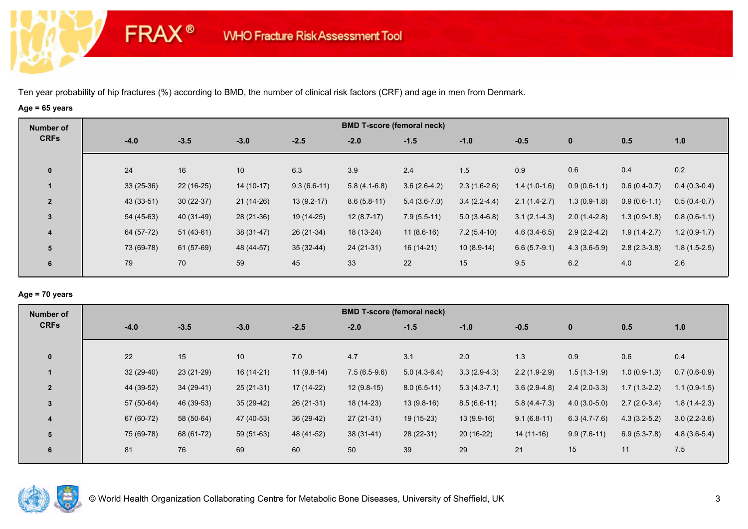# FRAX® WHO Fracture Risk Assessment Tool

Ten year probability of hip fractures (%) according to BMD, the number of clinical risk factors (CRF) and age in men from Denmark.

**Age = 65 years**

| Number of CRFs | BMD T-score (femoral neck) | | | | | | | | | | |
|---|---|---|---|---|---|---|---|---|---|---|---|
| | -4.0 | -3.5 | -3.0 | -2.5 | -2.0 | -1.5 | -1.0 | -0.5 | 0 | 0.5 | 1.0 |
| 0 | 24 | 16 | 10 | 6.3 | 3.9 | 2.4 | 1.5 | 0.9 | 0.6 | 0.4 | 0.2 |
| 1 | 33 (25-36) | 22 (16-25) | 14 (10-17) | 9.3 (6.6-11) | 5.8 (4.1-6.8) | 3.6 (2.6-4.2) | 2.3 (1.6-2.6) | 1.4 (1.0-1.6) | 0.9 (0.6-1.1) | 0.6 (0.4-0.7) | 0.4 (0.3-0.4) |
| 2 | 43 (33-51) | 30 (22-37) | 21 (14-26) | 13 (9.2-17) | 8.6 (5.8-11) | 5.4 (3.6-7.0) | 3.4 (2.2-4.4) | 2.1 (1.4-2.7) | 1.3 (0.9-1.8) | 0.9 (0.6-1.1) | 0.5 (0.4-0.7) |
| 3 | 54 (45-63) | 40 (31-49) | 28 (21-36) | 19 (14-25) | 12 (8.7-17) | 7.9 (5.5-11) | 5.0 (3.4-6.8) | 3.1 (2.1-4.3) | 2.0 (1.4-2.8) | 1.3 (0.9-1.8) | 0.8 (0.6-1.1) |
| 4 | 64 (57-72) | 51 (43-61) | 38 (31-47) | 26 (21-34) | 18 (13-24) | 11 (8.6-16) | 7.2 (5.4-10) | 4.6 (3.4-6.5) | 2.9 (2.2-4.2) | 1.9 (1.4-2.7) | 1.2 (0.9-1.7) |
| 5 | 73 (69-78) | 61 (57-69) | 48 (44-57) | 35 (32-44) | 24 (21-31) | 16 (14-21) | 10 (8.9-14) | 6.6 (5.7-9.1) | 4.3 (3.6-5.9) | 2.8 (2.3-3.8) | 1.8 (1.5-2.5) |
| 6 | 79 | 70 | 59 | 45 | 33 | 22 | 15 | 9.5 | 6.2 | 4.0 | 2.6 |

**Age = 70 years**

| Number of CRFs | BMD T-score (femoral neck) | | | | | | | | | | |
|---|---|---|---|---|---|---|---|---|---|---|---|
| | -4.0 | -3.5 | -3.0 | -2.5 | -2.0 | -1.5 | -1.0 | -0.5 | 0 | 0.5 | 1.0 |
| 0 | 22 | 15 | 10 | 7.0 | 4.7 | 3.1 | 2.0 | 1.3 | 0.9 | 0.6 | 0.4 |
| 1 | 32 (29-40) | 23 (21-29) | 16 (14-21) | 11 (9.8-14) | 7.5 (6.5-9.6) | 5.0 (4.3-6.4) | 3.3 (2.9-4.3) | 2.2 (1.9-2.9) | 1.5 (1.3-1.9) | 1.0 (0.9-1.3) | 0.7 (0.6-0.9) |
| 2 | 44 (39-52) | 34 (29-41) | 25 (21-31) | 17 (14-22) | 12 (9.8-15) | 8.0 (6.5-11) | 5.3 (4.3-7.1) | 3.6 (2.9-4.8) | 2.4 (2.0-3.3) | 1.7 (1.3-2.2) | 1.1 (0.9-1.5) |
| 3 | 57 (50-64) | 46 (39-53) | 35 (29-42) | 26 (21-31) | 18 (14-23) | 13 (9.8-16) | 8.5 (6.6-11) | 5.8 (4.4-7.3) | 4.0 (3.0-5.0) | 2.7 (2.0-3.4) | 1.8 (1.4-2.3) |
| 4 | 67 (60-72) | 58 (50-64) | 47 (40-53) | 36 (29-42) | 27 (21-31) | 19 (15-23) | 13 (9.9-16) | 9.1 (6.8-11) | 6.3 (4.7-7.6) | 4.3 (3.2-5.2) | 3.0 (2.2-3.6) |
| 5 | 75 (69-78) | 68 (61-72) | 59 (51-63) | 48 (41-52) | 38 (31-41) | 28 (22-31) | 20 (16-22) | 14 (11-16) | 9.9 (7.6-11) | 6.9 (5.3-7.8) | 4.8 (3.6-5.4) |
| 6 | 81 | 76 | 69 | 60 | 50 | 39 | 29 | 21 | 15 | 11 | 7.5 |

© World Health Organization Collaborating Centre for Metabolic Bone Diseases, University of Sheffield, UK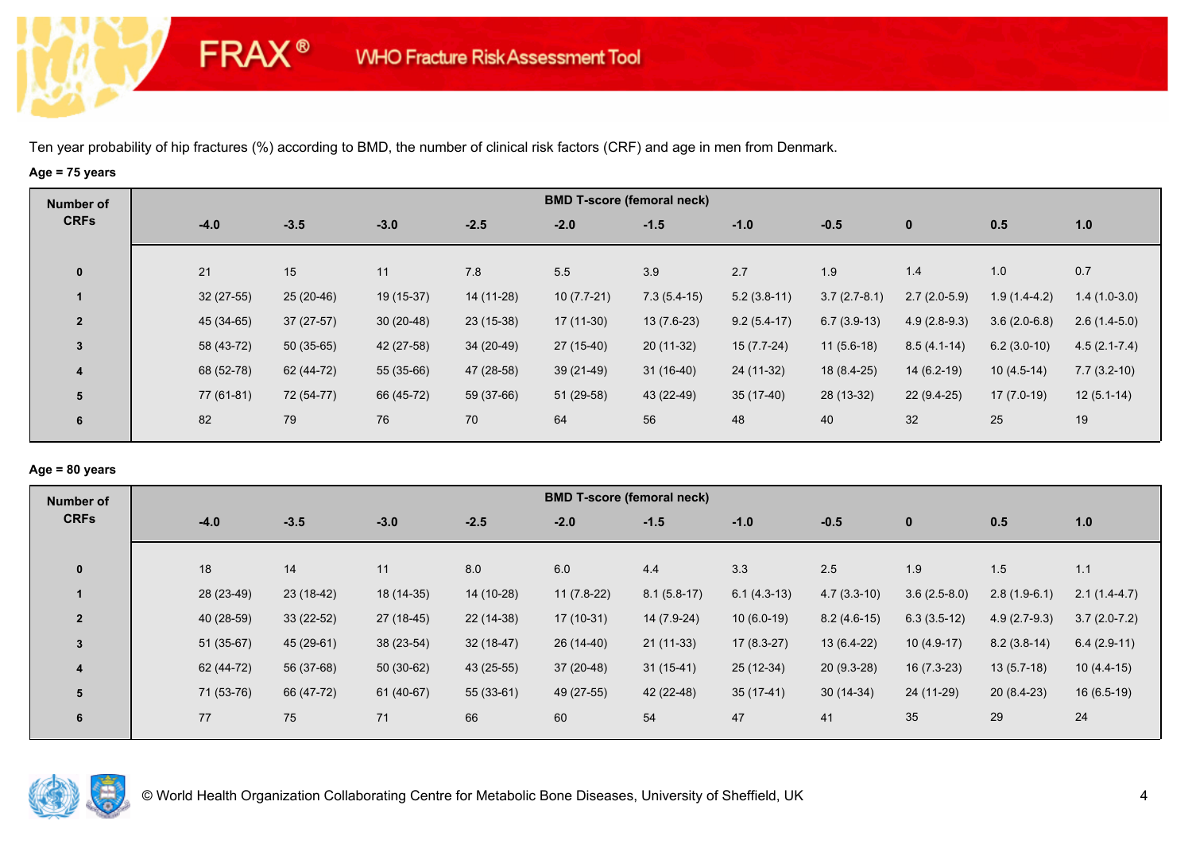Ten year probability of hip fractures (%) according to BMD, the number of clinical risk factors (CRF) and age in men from Denmark.

**Age = 75 years**

| Number of CRFs | BMD T-score (femoral neck) | | | | | | | | | | |
|---|---|---|---|---|---|---|---|---|---|---|---|
| | -4.0 | -3.5 | -3.0 | -2.5 | -2.0 | -1.5 | -1.0 | -0.5 | 0 | 0.5 | 1.0 |
| 0 | 21 | 15 | 11 | 7.8 | 5.5 | 3.9 | 2.7 | 1.9 | 1.4 | 1.0 | 0.7 |
| 1 | 32 (27-55) | 25 (20-46) | 19 (15-37) | 14 (11-28) | 10 (7.7-21) | 7.3 (5.4-15) | 5.2 (3.8-11) | 3.7 (2.7-8.1) | 2.7 (2.0-5.9) | 1.9 (1.4-4.2) | 1.4 (1.0-3.0) |
| 2 | 45 (34-65) | 37 (27-57) | 30 (20-48) | 23 (15-38) | 17 (11-30) | 13 (7.6-23) | 9.2 (5.4-17) | 6.7 (3.9-13) | 4.9 (2.8-9.3) | 3.6 (2.0-6.8) | 2.6 (1.4-5.0) |
| 3 | 58 (43-72) | 50 (35-65) | 42 (27-58) | 34 (20-49) | 27 (15-40) | 20 (11-32) | 15 (7.7-24) | 11 (5.6-18) | 8.5 (4.1-14) | 6.2 (3.0-10) | 4.5 (2.1-7.4) |
| 4 | 68 (52-78) | 62 (44-72) | 55 (35-66) | 47 (28-58) | 39 (21-49) | 31 (16-40) | 24 (11-32) | 18 (8.4-25) | 14 (6.2-19) | 10 (4.5-14) | 7.7 (3.2-10) |
| 5 | 77 (61-81) | 72 (54-77) | 66 (45-72) | 59 (37-66) | 51 (29-58) | 43 (22-49) | 35 (17-40) | 28 (13-32) | 22 (9.4-25) | 17 (7.0-19) | 12 (5.1-14) |
| 6 | 82 | 79 | 76 | 70 | 64 | 56 | 48 | 40 | 32 | 25 | 19 |

**Age = 80 years**

| Number of CRFs | BMD T-score (femoral neck) | | | | | | | | | | |
|---|---|---|---|---|---|---|---|---|---|---|---|
| | -4.0 | -3.5 | -3.0 | -2.5 | -2.0 | -1.5 | -1.0 | -0.5 | 0 | 0.5 | 1.0 |
| 0 | 18 | 14 | 11 | 8.0 | 6.0 | 4.4 | 3.3 | 2.5 | 1.9 | 1.5 | 1.1 |
| 1 | 28 (23-49) | 23 (18-42) | 18 (14-35) | 14 (10-28) | 11 (7.8-22) | 8.1 (5.8-17) | 6.1 (4.3-13) | 4.7 (3.3-10) | 3.6 (2.5-8.0) | 2.8 (1.9-6.1) | 2.1 (1.4-4.7) |
| 2 | 40 (28-59) | 33 (22-52) | 27 (18-45) | 22 (14-38) | 17 (10-31) | 14 (7.9-24) | 10 (6.0-19) | 8.2 (4.6-15) | 6.3 (3.5-12) | 4.9 (2.7-9.3) | 3.7 (2.0-7.2) |
| 3 | 51 (35-67) | 45 (29-61) | 38 (23-54) | 32 (18-47) | 26 (14-40) | 21 (11-33) | 17 (8.3-27) | 13 (6.4-22) | 10 (4.9-17) | 8.2 (3.8-14) | 6.4 (2.9-11) |
| 4 | 62 (44-72) | 56 (37-68) | 50 (30-62) | 43 (25-55) | 37 (20-48) | 31 (15-41) | 25 (12-34) | 20 (9.3-28) | 16 (7.3-23) | 13 (5.7-18) | 10 (4.4-15) |
| 5 | 71 (53-76) | 66 (47-72) | 61 (40-67) | 55 (33-61) | 49 (27-55) | 42 (22-48) | 35 (17-41) | 30 (14-34) | 24 (11-29) | 20 (8.4-23) | 16 (6.5-19) |
| 6 | 77 | 75 | 71 | 66 | 60 | 54 | 47 | 41 | 35 | 29 | 24 |

© World Health Organization Collaborating Centre for Metabolic Bone Diseases, University of Sheffield, UK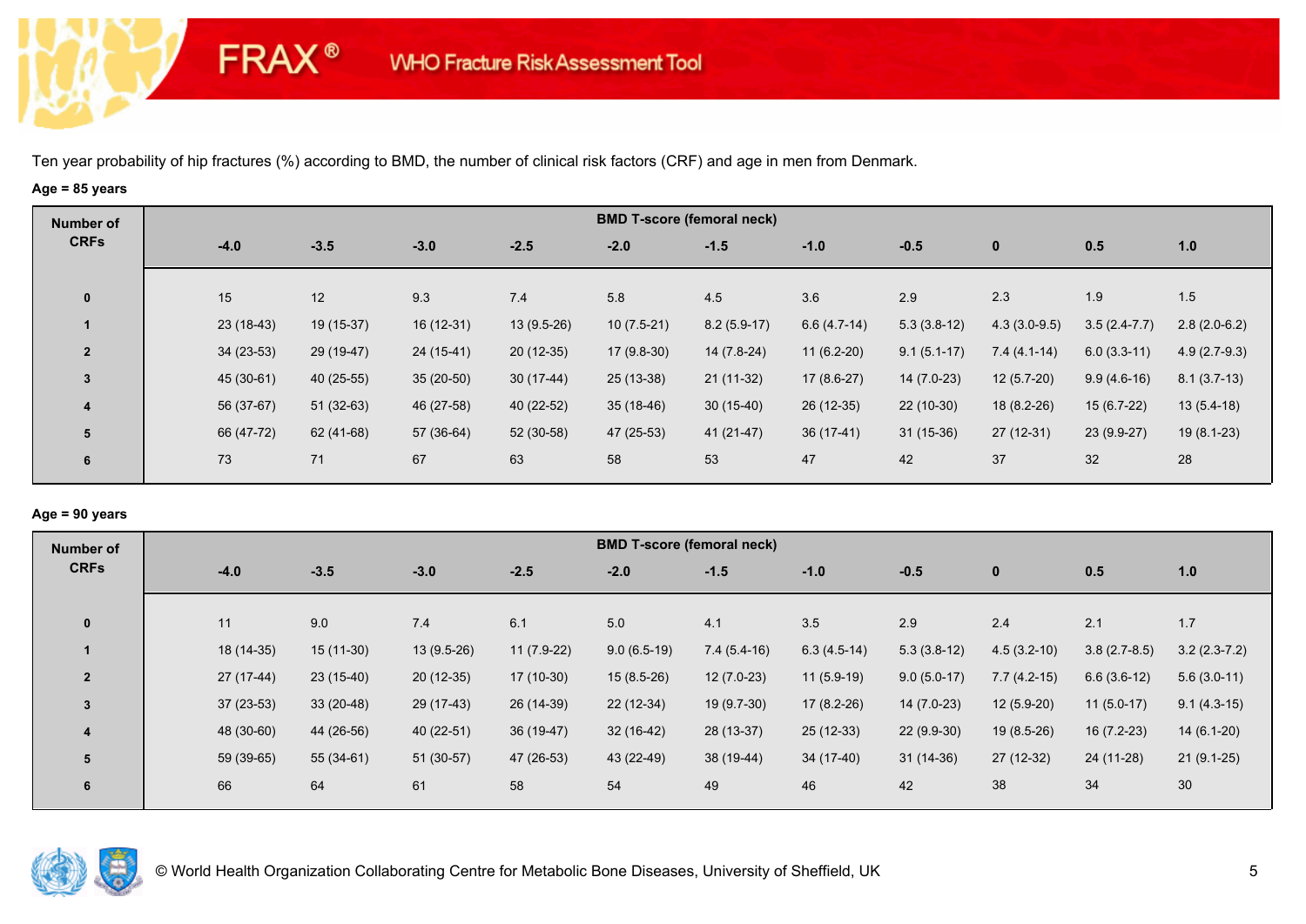FRAX® WHO Fracture Risk Assessment Tool

Ten year probability of hip fractures (%) according to BMD, the number of clinical risk factors (CRF) and age in men from Denmark.

**Age = 85 years**

| Number of CRFs | BMD T-score (femoral neck) | | | | | | | | | | |
|---|---|---|---|---|---|---|---|---|---|---|---|
| | -4.0 | -3.5 | -3.0 | -2.5 | -2.0 | -1.5 | -1.0 | -0.5 | 0 | 0.5 | 1.0 |
| 0 | 15 | 12 | 9.3 | 7.4 | 5.8 | 4.5 | 3.6 | 2.9 | 2.3 | 1.9 | 1.5 |
| 1 | 23 (18-43) | 19 (15-37) | 16 (12-31) | 13 (9.5-26) | 10 (7.5-21) | 8.2 (5.9-17) | 6.6 (4.7-14) | 5.3 (3.8-12) | 4.3 (3.0-9.5) | 3.5 (2.4-7.7) | 2.8 (2.0-6.2) |
| 2 | 34 (23-53) | 29 (19-47) | 24 (15-41) | 20 (12-35) | 17 (9.8-30) | 14 (7.8-24) | 11 (6.2-20) | 9.1 (5.1-17) | 7.4 (4.1-14) | 6.0 (3.3-11) | 4.9 (2.7-9.3) |
| 3 | 45 (30-61) | 40 (25-55) | 35 (20-50) | 30 (17-44) | 25 (13-38) | 21 (11-32) | 17 (8.6-27) | 14 (7.0-23) | 12 (5.7-20) | 9.9 (4.6-16) | 8.1 (3.7-13) |
| 4 | 56 (37-67) | 51 (32-63) | 46 (27-58) | 40 (22-52) | 35 (18-46) | 30 (15-40) | 26 (12-35) | 22 (10-30) | 18 (8.2-26) | 15 (6.7-22) | 13 (5.4-18) |
| 5 | 66 (47-72) | 62 (41-68) | 57 (36-64) | 52 (30-58) | 47 (25-53) | 41 (21-47) | 36 (17-41) | 31 (15-36) | 27 (12-31) | 23 (9.9-27) | 19 (8.1-23) |
| 6 | 73 | 71 | 67 | 63 | 58 | 53 | 47 | 42 | 37 | 32 | 28 |

**Age = 90 years**

| Number of CRFs | BMD T-score (femoral neck) | | | | | | | | | | |
|---|---|---|---|---|---|---|---|---|---|---|---|
| | -4.0 | -3.5 | -3.0 | -2.5 | -2.0 | -1.5 | -1.0 | -0.5 | 0 | 0.5 | 1.0 |
| 0 | 11 | 9.0 | 7.4 | 6.1 | 5.0 | 4.1 | 3.5 | 2.9 | 2.4 | 2.1 | 1.7 |
| 1 | 18 (14-35) | 15 (11-30) | 13 (9.5-26) | 11 (7.9-22) | 9.0 (6.5-19) | 7.4 (5.4-16) | 6.3 (4.5-14) | 5.3 (3.8-12) | 4.5 (3.2-10) | 3.8 (2.7-8.5) | 3.2 (2.3-7.2) |
| 2 | 27 (17-44) | 23 (15-40) | 20 (12-35) | 17 (10-30) | 15 (8.5-26) | 12 (7.0-23) | 11 (5.9-19) | 9.0 (5.0-17) | 7.7 (4.2-15) | 6.6 (3.6-12) | 5.6 (3.0-11) |
| 3 | 37 (23-53) | 33 (20-48) | 29 (17-43) | 26 (14-39) | 22 (12-34) | 19 (9.7-30) | 17 (8.2-26) | 14 (7.0-23) | 12 (5.9-20) | 11 (5.0-17) | 9.1 (4.3-15) |
| 4 | 48 (30-60) | 44 (26-56) | 40 (22-51) | 36 (19-47) | 32 (16-42) | 28 (13-37) | 25 (12-33) | 22 (9.9-30) | 19 (8.5-26) | 16 (7.2-23) | 14 (6.1-20) |
| 5 | 59 (39-65) | 55 (34-61) | 51 (30-57) | 47 (26-53) | 43 (22-49) | 38 (19-44) | 34 (17-40) | 31 (14-36) | 27 (12-32) | 24 (11-28) | 21 (9.1-25) |
| 6 | 66 | 64 | 61 | 58 | 54 | 49 | 46 | 42 | 38 | 34 | 30 |

© World Health Organization Collaborating Centre for Metabolic Bone Diseases, University of Sheffield, UK